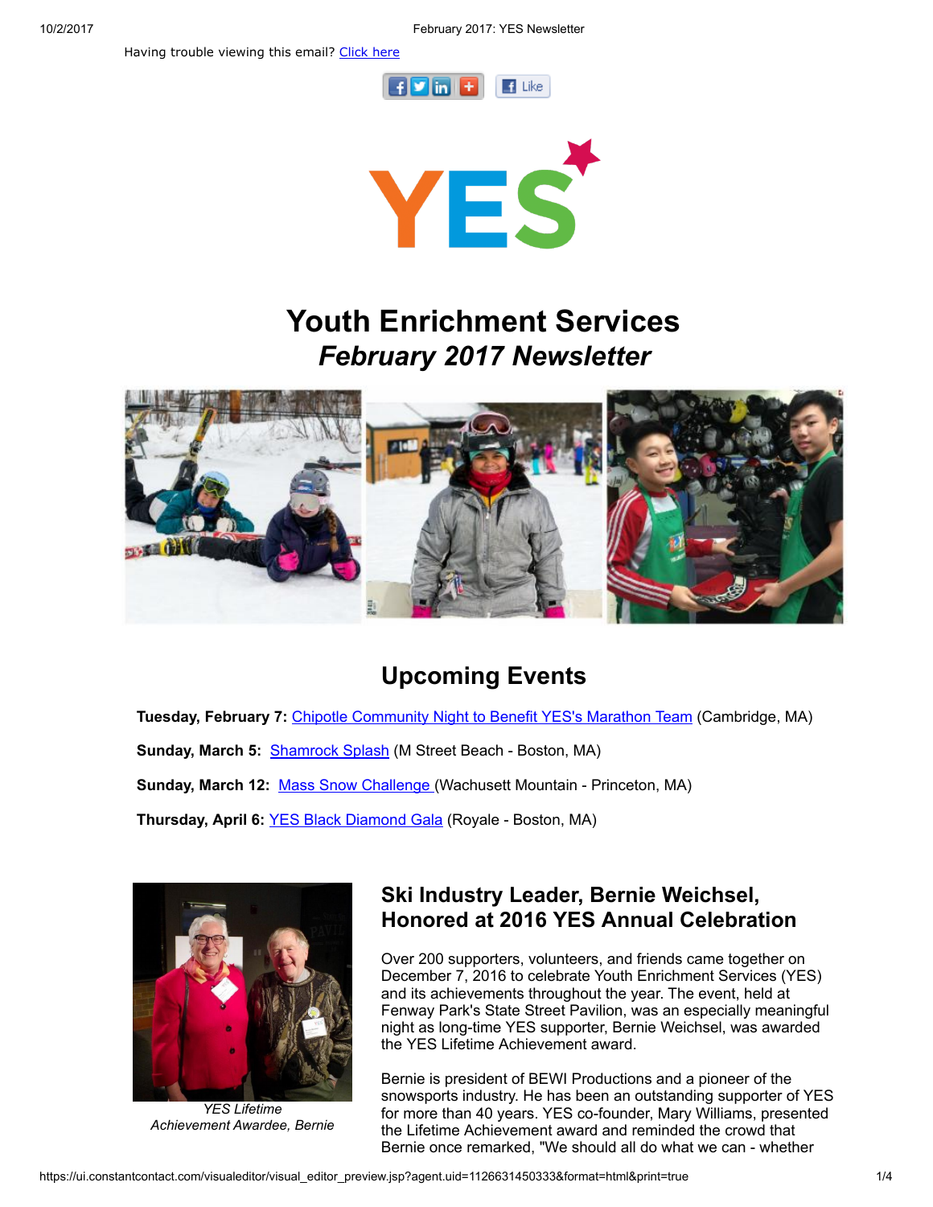Having trouble viewing this email? Click here

# Youth Enrichment Services
## *February 2017 Newsletter*

## Upcoming Events

**Tuesday, February 7:** Chipotle Community Night to Benefit YES's Marathon Team (Cambridge, MA)

**Sunday, March 5:** Shamrock Splash (M Street Beach - Boston, MA)

**Sunday, March 12:** Mass Snow Challenge (Wachusett Mountain - Princeton, MA)

**Thursday, April 6:** YES Black Diamond Gala (Royale - Boston, MA)

*YES Lifetime Achievement Awardee, Bernie*

## Ski Industry Leader, Bernie Weichsel, Honored at 2016 YES Annual Celebration

Over 200 supporters, volunteers, and friends came together on December 7, 2016 to celebrate Youth Enrichment Services (YES) and its achievements throughout the year. The event, held at Fenway Park's State Street Pavilion, was an especially meaningful night as long-time YES supporter, Bernie Weichsel, was awarded the YES Lifetime Achievement award.

Bernie is president of BEWI Productions and a pioneer of the snowsports industry. He has been an outstanding supporter of YES for more than 40 years. YES co-founder, Mary Williams, presented the Lifetime Achievement award and reminded the crowd that Bernie once remarked, "We should all do what we can - whether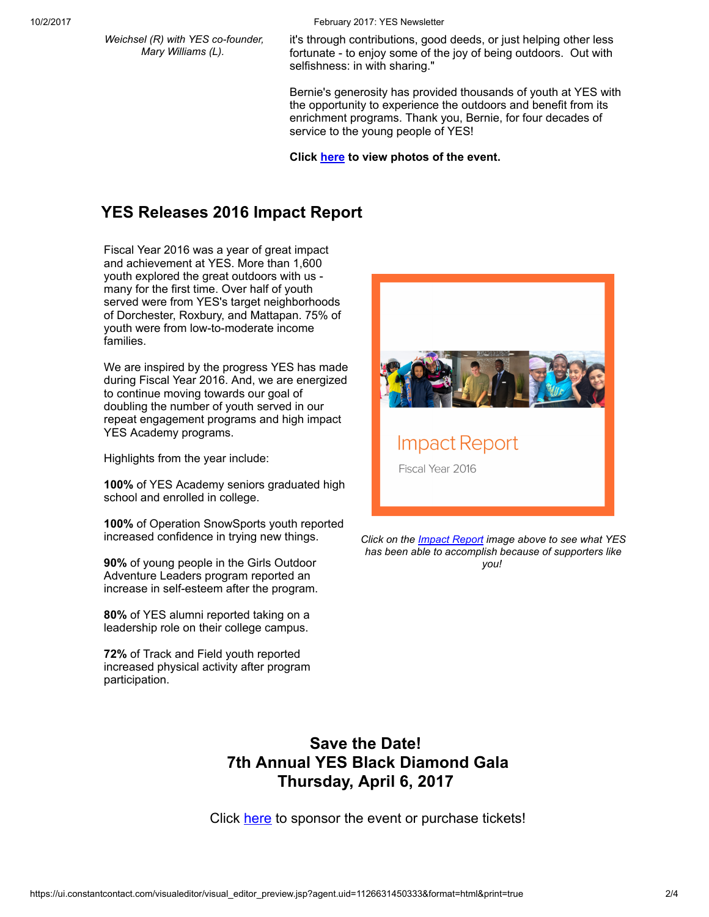*Weichsel (R) with YES co-founder, Mary Williams (L).*

it's through contributions, good deeds, or just helping other less fortunate - to enjoy some of the joy of being outdoors. Out with selfishness: in with sharing."

Bernie's generosity has provided thousands of youth at YES with the opportunity to experience the outdoors and benefit from its enrichment programs. Thank you, Bernie, for four decades of service to the young people of YES!

**Click here to view photos of the event.**

## YES Releases 2016 Impact Report

Fiscal Year 2016 was a year of great impact and achievement at YES. More than 1,600 youth explored the great outdoors with us - many for the first time. Over half of youth served were from YES's target neighborhoods of Dorchester, Roxbury, and Mattapan. 75% of youth were from low-to-moderate income families.

We are inspired by the progress YES has made during Fiscal Year 2016. And, we are energized to continue moving towards our goal of doubling the number of youth served in our repeat engagement programs and high impact YES Academy programs.

Highlights from the year include:

**100%** of YES Academy seniors graduated high school and enrolled in college.

**100%** of Operation SnowSports youth reported increased confidence in trying new things.

**90%** of young people in the Girls Outdoor Adventure Leaders program reported an increase in self-esteem after the program.

**80%** of YES alumni reported taking on a leadership role on their college campus.

**72%** of Track and Field youth reported increased physical activity after program participation.

Impact Report

Fiscal Year 2016

*Click on the Impact Report image above to see what YES has been able to accomplish because of supporters like you!*

## Save the Date!
## 7th Annual YES Black Diamond Gala
## Thursday, April 6, 2017

Click here to sponsor the event or purchase tickets!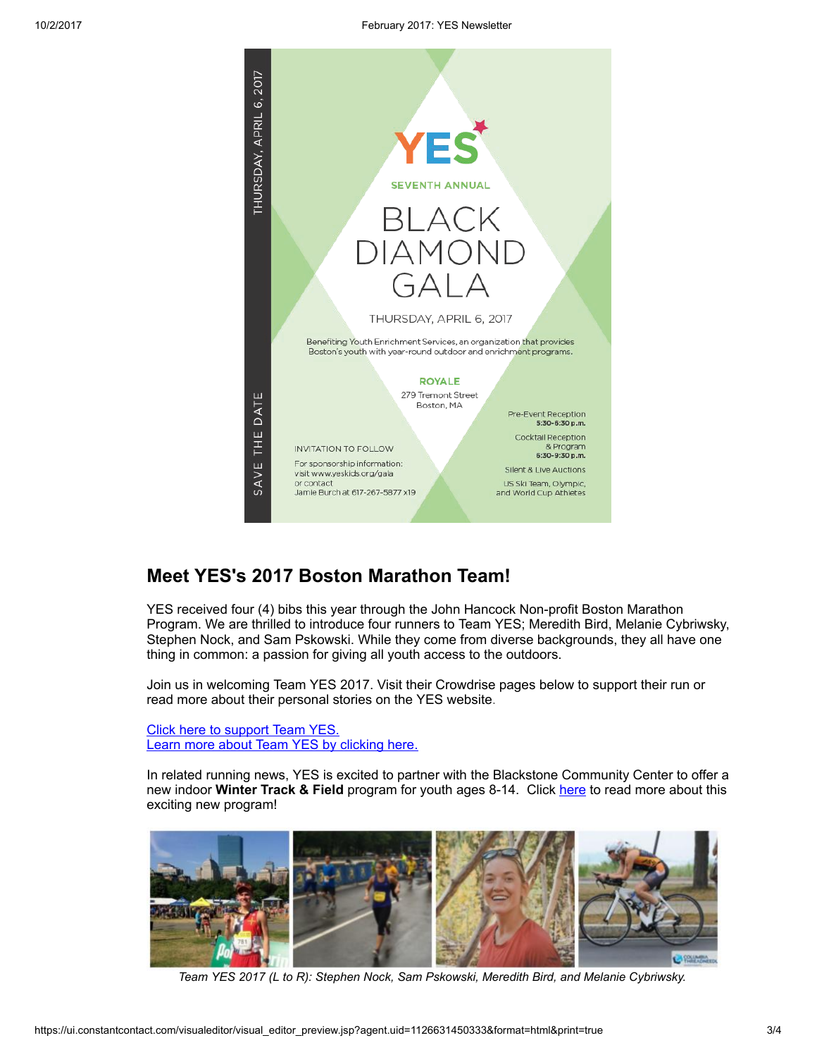SAVE THE DATE

THURSDAY, APRIL 6, 2017

YES

SEVENTH ANNUAL

# BLACK DIAMOND GALA

THURSDAY, APRIL 6, 2017

Benefiting Youth Enrichment Services, an organization that provides Boston's youth with year-round outdoor and enrichment programs.

**ROYALE**
279 Tremont Street
Boston, MA

Pre-Event Reception
**5:30-6:30 p.m.**

Cocktail Reception & Program
**6:30-9:30 p.m.**

Silent & Live Auctions

US Ski Team, Olympic, and World Cup Athletes

INVITATION TO FOLLOW

For sponsorship information:
visit www.yeskids.org/gala
or contact
Jamie Burch at 617-267-5877 x19

## Meet YES's 2017 Boston Marathon Team!

YES received four (4) bibs this year through the John Hancock Non-profit Boston Marathon Program. We are thrilled to introduce four runners to Team YES; Meredith Bird, Melanie Cybriwsky, Stephen Nock, and Sam Pskowski. While they come from diverse backgrounds, they all have one thing in common: a passion for giving all youth access to the outdoors.

Join us in welcoming Team YES 2017. Visit their Crowdrise pages below to support their run or read more about their personal stories on the YES website.

Click here to support Team YES.
Learn more about Team YES by clicking here.

In related running news, YES is excited to partner with the Blackstone Community Center to offer a new indoor **Winter Track & Field** program for youth ages 8-14. Click here to read more about this exciting new program!

*Team YES 2017 (L to R): Stephen Nock, Sam Pskowski, Meredith Bird, and Melanie Cybriwsky.*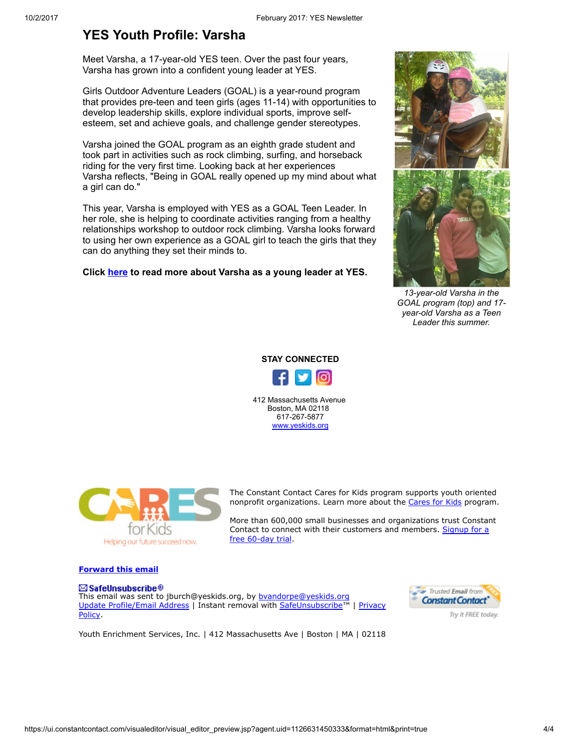# YES Youth Profile: Varsha

Meet Varsha, a 17-year-old YES teen. Over the past four years, Varsha has grown into a confident young leader at YES.

Girls Outdoor Adventure Leaders (GOAL) is a year-round program that provides pre-teen and teen girls (ages 11-14) with opportunities to develop leadership skills, explore individual sports, improve self-esteem, set and achieve goals, and challenge gender stereotypes.

Varsha joined the GOAL program as an eighth grade student and took part in activities such as rock climbing, surfing, and horseback riding for the very first time. Looking back at her experiences Varsha reflects, "Being in GOAL really opened up my mind about what a girl can do."

This year, Varsha is employed with YES as a GOAL Teen Leader. In her role, she is helping to coordinate activities ranging from a healthy relationships workshop to outdoor rock climbing. Varsha looks forward to using her own experience as a GOAL girl to teach the girls that they can do anything they set their minds to.

**Click here to read more about Varsha as a young leader at YES.**

*13-year-old Varsha in the GOAL program (top) and 17-year-old Varsha as a Teen Leader this summer.*

**STAY CONNECTED**

412 Massachusetts Avenue
Boston, MA 02118
617-267-5877
www.yeskids.org

The Constant Contact Cares for Kids program supports youth oriented nonprofit organizations. Learn more about the Cares for Kids program.

More than 600,000 small businesses and organizations trust Constant Contact to connect with their customers and members. Signup for a free 60-day trial.

**Forward this email**

**SafeUnsubscribe®**
This email was sent to jburch@yeskids.org, by bvandorpe@yeskids.org
Update Profile/Email Address | Instant removal with SafeUnsubscribe™ | Privacy Policy.

Youth Enrichment Services, Inc. | 412 Massachusetts Ave | Boston | MA | 02118